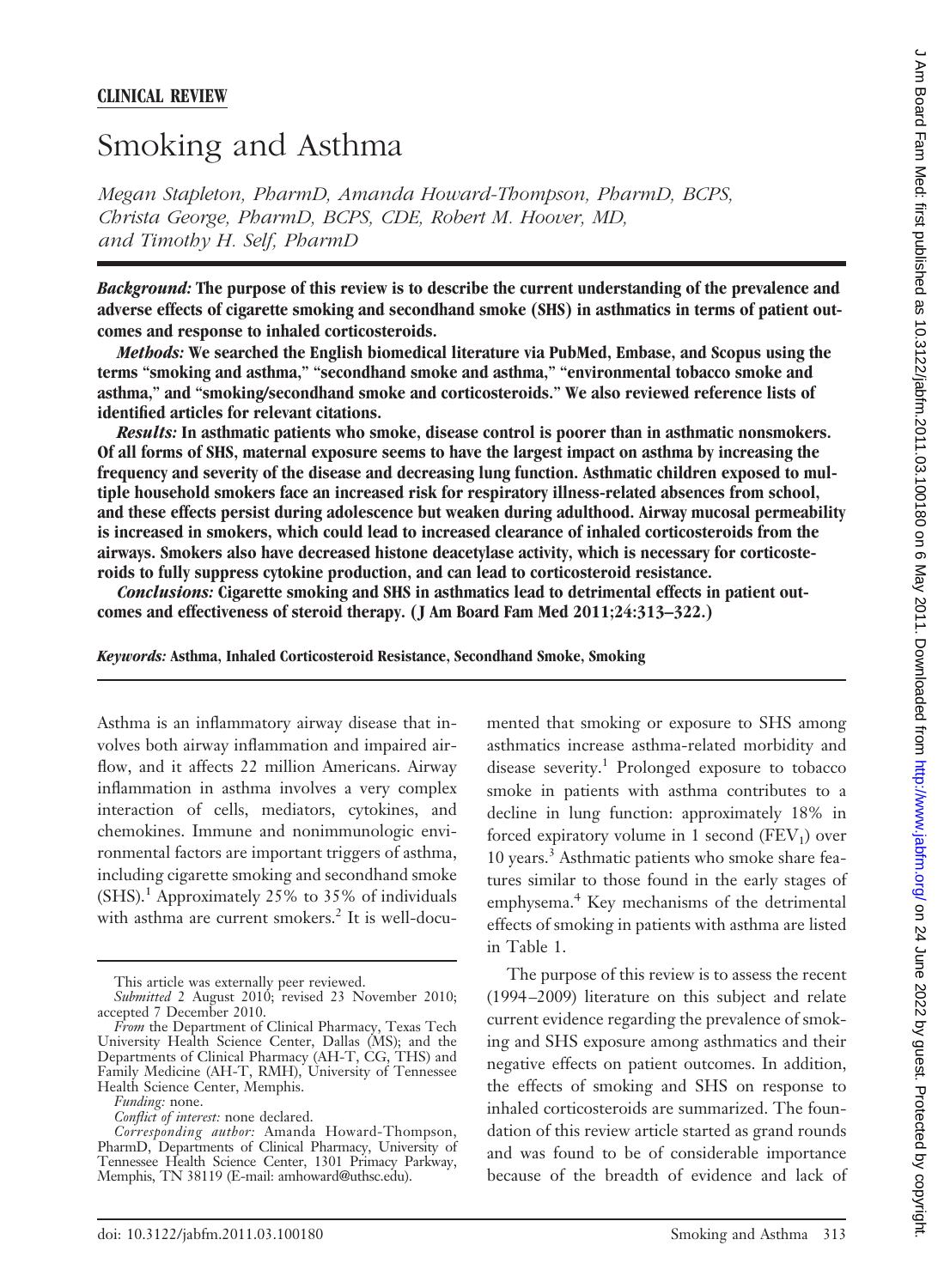**CLINICAL REVIEW**

# Smoking and Asthma

*Megan Stapleton, PharmD, Amanda Howard-Thompson, PharmD, BCPS, Christa George, PharmD, BCPS, CDE, Robert M. Hoover, MD, and Timothy H. Self, PharmD*

***Background:*** **The purpose of this review is to describe the current understanding of the prevalence and adverse effects of cigarette smoking and secondhand smoke (SHS) in asthmatics in terms of patient outcomes and response to inhaled corticosteroids.**

***Methods:*** **We searched the English biomedical literature via PubMed, Embase, and Scopus using the terms "smoking and asthma," "secondhand smoke and asthma," "environmental tobacco smoke and asthma," and "smoking/secondhand smoke and corticosteroids." We also reviewed reference lists of identified articles for relevant citations.**

***Results:*** **In asthmatic patients who smoke, disease control is poorer than in asthmatic nonsmokers. Of all forms of SHS, maternal exposure seems to have the largest impact on asthma by increasing the frequency and severity of the disease and decreasing lung function. Asthmatic children exposed to multiple household smokers face an increased risk for respiratory illness-related absences from school, and these effects persist during adolescence but weaken during adulthood. Airway mucosal permeability is increased in smokers, which could lead to increased clearance of inhaled corticosteroids from the airways. Smokers also have decreased histone deacetylase activity, which is necessary for corticosteroids to fully suppress cytokine production, and can lead to corticosteroid resistance.**

***Conclusions:*** **Cigarette smoking and SHS in asthmatics lead to detrimental effects in patient outcomes and effectiveness of steroid therapy. (J Am Board Fam Med 2011;24:313–322.)**

***Keywords:*** **Asthma, Inhaled Corticosteroid Resistance, Secondhand Smoke, Smoking**

Asthma is an inflammatory airway disease that involves both airway inflammation and impaired airflow, and it affects 22 million Americans. Airway inflammation in asthma involves a very complex interaction of cells, mediators, cytokines, and chemokines. Immune and nonimmunologic environmental factors are important triggers of asthma, including cigarette smoking and secondhand smoke (SHS).[1] Approximately 25% to 35% of individuals with asthma are current smokers.[2] It is well-documented that smoking or exposure to SHS among asthmatics increase asthma-related morbidity and disease severity.[1] Prolonged exposure to tobacco smoke in patients with asthma contributes to a decline in lung function: approximately 18% in forced expiratory volume in 1 second ($FEV_1$) over 10 years.[3] Asthmatic patients who smoke share features similar to those found in the early stages of emphysema.[4] Key mechanisms of the detrimental effects of smoking in patients with asthma are listed in Table 1.

The purpose of this review is to assess the recent (1994–2009) literature on this subject and relate current evidence regarding the prevalence of smoking and SHS exposure among asthmatics and their negative effects on patient outcomes. In addition, the effects of smoking and SHS on response to inhaled corticosteroids are summarized. The foundation of this review article started as grand rounds and was found to be of considerable importance because of the breadth of evidence and lack of

This article was externally peer reviewed.

*Submitted* 2 August 2010; revised 23 November 2010; accepted 7 December 2010.

*From* the Department of Clinical Pharmacy, Texas Tech University Health Science Center, Dallas (MS); and the Departments of Clinical Pharmacy (AH-T, CG, THS) and Family Medicine (AH-T, RMH), University of Tennessee Health Science Center, Memphis.

*Funding:* none.

*Conflict of interest:* none declared.

*Corresponding author:* Amanda Howard-Thompson, PharmD, Departments of Clinical Pharmacy, University of Tennessee Health Science Center, 1301 Primacy Parkway, Memphis, TN 38119 (E-mail: amhoward@uthsc.edu).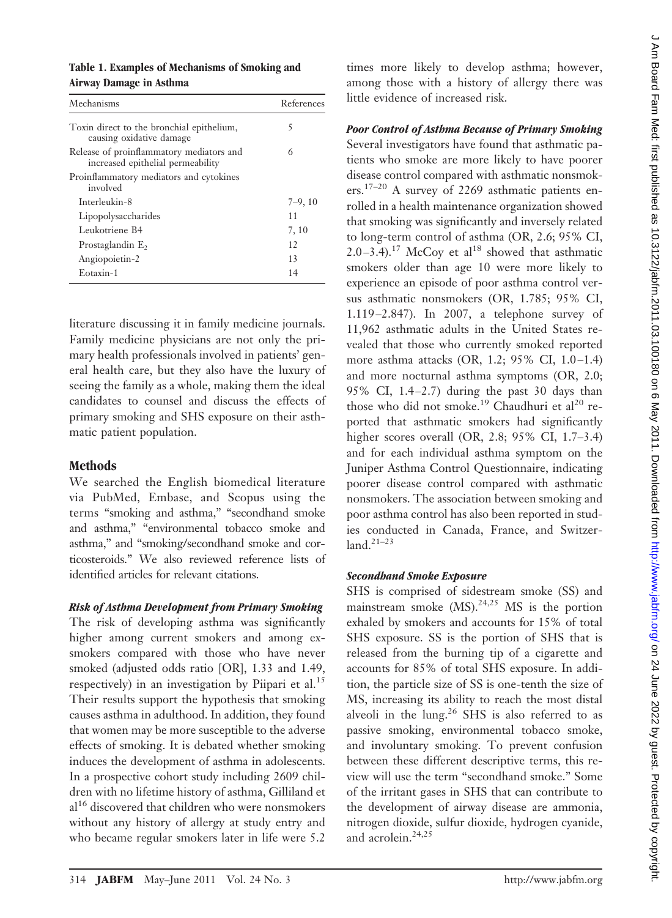**Table 1. Examples of Mechanisms of Smoking and Airway Damage in Asthma**

| Mechanisms | References |
|---|---|
| Toxin direct to the bronchial epithelium, causing oxidative damage | 5 |
| Release of proinflammatory mediators and increased epithelial permeability | 6 |
| Proinflammatory mediators and cytokines involved | |
| Interleukin-8 | 7–9, 10 |
| Lipopolysaccharides | 11 |
| Leukotriene B4 | 7, 10 |
| Prostaglandin $E_2$ | 12 |
| Angiopoietin-2 | 13 |
| Eotaxin-1 | 14 |

literature discussing it in family medicine journals. Family medicine physicians are not only the primary health professionals involved in patients' general health care, but they also have the luxury of seeing the family as a whole, making them the ideal candidates to counsel and discuss the effects of primary smoking and SHS exposure on their asthmatic patient population.

## Methods

We searched the English biomedical literature via PubMed, Embase, and Scopus using the terms "smoking and asthma," "secondhand smoke and asthma," "environmental tobacco smoke and asthma," and "smoking/secondhand smoke and corticosteroids." We also reviewed reference lists of identified articles for relevant citations.

### *Risk of Asthma Development from Primary Smoking*

The risk of developing asthma was significantly higher among current smokers and among ex-smokers compared with those who have never smoked (adjusted odds ratio [OR], 1.33 and 1.49, respectively) in an investigation by Piipari et al.[15] Their results support the hypothesis that smoking causes asthma in adulthood. In addition, they found that women may be more susceptible to the adverse effects of smoking. It is debated whether smoking induces the development of asthma in adolescents. In a prospective cohort study including 2609 children with no lifetime history of asthma, Gilliland et al[16] discovered that children who were nonsmokers without any history of allergy at study entry and who became regular smokers later in life were 5.2 times more likely to develop asthma; however, among those with a history of allergy there was little evidence of increased risk.

### *Poor Control of Asthma Because of Primary Smoking*

Several investigators have found that asthmatic patients who smoke are more likely to have poorer disease control compared with asthmatic nonsmokers.[17–20] A survey of 2269 asthmatic patients enrolled in a health maintenance organization showed that smoking was significantly and inversely related to long-term control of asthma (OR, 2.6; 95% CI, 2.0–3.4).[17] McCoy et al[18] showed that asthmatic smokers older than age 10 were more likely to experience an episode of poor asthma control versus asthmatic nonsmokers (OR, 1.785; 95% CI, 1.119–2.847). In 2007, a telephone survey of 11,962 asthmatic adults in the United States revealed that those who currently smoked reported more asthma attacks (OR, 1.2; 95% CI, 1.0–1.4) and more nocturnal asthma symptoms (OR, 2.0; 95% CI, 1.4–2.7) during the past 30 days than those who did not smoke.[19] Chaudhuri et al[20] reported that asthmatic smokers had significantly higher scores overall (OR, 2.8; 95% CI, 1.7–3.4) and for each individual asthma symptom on the Juniper Asthma Control Questionnaire, indicating poorer disease control compared with asthmatic nonsmokers. The association between smoking and poor asthma control has also been reported in studies conducted in Canada, France, and Switzerland.[21–23]

### *Secondhand Smoke Exposure*

SHS is comprised of sidestream smoke (SS) and mainstream smoke (MS).[24,25] MS is the portion exhaled by smokers and accounts for 15% of total SHS exposure. SS is the portion of SHS that is released from the burning tip of a cigarette and accounts for 85% of total SHS exposure. In addition, the particle size of SS is one-tenth the size of MS, increasing its ability to reach the most distal alveoli in the lung.[26] SHS is also referred to as passive smoking, environmental tobacco smoke, and involuntary smoking. To prevent confusion between these different descriptive terms, this review will use the term "secondhand smoke." Some of the irritant gases in SHS that can contribute to the development of airway disease are ammonia, nitrogen dioxide, sulfur dioxide, hydrogen cyanide, and acrolein.[24,25]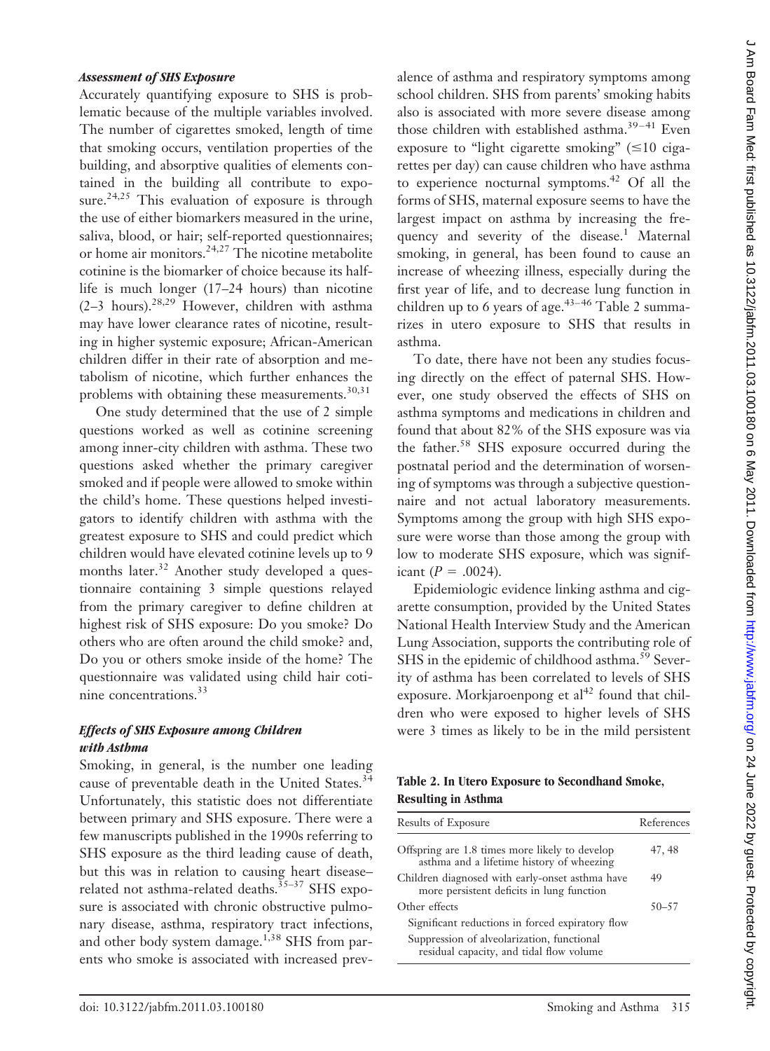### *Assessment of SHS Exposure*

Accurately quantifying exposure to SHS is problematic because of the multiple variables involved. The number of cigarettes smoked, length of time that smoking occurs, ventilation properties of the building, and absorptive qualities of elements contained in the building all contribute to exposure.[24,25] This evaluation of exposure is through the use of either biomarkers measured in the urine, saliva, blood, or hair; self-reported questionnaires; or home air monitors.[24,27] The nicotine metabolite cotinine is the biomarker of choice because its half-life is much longer (17–24 hours) than nicotine (2–3 hours).[28,29] However, children with asthma may have lower clearance rates of nicotine, resulting in higher systemic exposure; African-American children differ in their rate of absorption and metabolism of nicotine, which further enhances the problems with obtaining these measurements.[30,31]

One study determined that the use of 2 simple questions worked as well as cotinine screening among inner-city children with asthma. These two questions asked whether the primary caregiver smoked and if people were allowed to smoke within the child's home. These questions helped investigators to identify children with asthma with the greatest exposure to SHS and could predict which children would have elevated cotinine levels up to 9 months later.[32] Another study developed a questionnaire containing 3 simple questions relayed from the primary caregiver to define children at highest risk of SHS exposure: Do you smoke? Do others who are often around the child smoke? and, Do you or others smoke inside of the home? The questionnaire was validated using child hair cotinine concentrations.[33]

### *Effects of SHS Exposure among Children with Asthma*

Smoking, in general, is the number one leading cause of preventable death in the United States.[34] Unfortunately, this statistic does not differentiate between primary and SHS exposure. There were a few manuscripts published in the 1990s referring to SHS exposure as the third leading cause of death, but this was in relation to causing heart disease–related not asthma-related deaths.[35–37] SHS exposure is associated with chronic obstructive pulmonary disease, asthma, respiratory tract infections, and other body system damage.[1,38] SHS from parents who smoke is associated with increased prevalence of asthma and respiratory symptoms among school children. SHS from parents' smoking habits also is associated with more severe disease among those children with established asthma.[39–41] Even exposure to "light cigarette smoking" (≤10 cigarettes per day) can cause children who have asthma to experience nocturnal symptoms.[42] Of all the forms of SHS, maternal exposure seems to have the largest impact on asthma by increasing the frequency and severity of the disease.[1] Maternal smoking, in general, has been found to cause an increase of wheezing illness, especially during the first year of life, and to decrease lung function in children up to 6 years of age.[43–46] Table 2 summarizes in utero exposure to SHS that results in asthma.

To date, there have not been any studies focusing directly on the effect of paternal SHS. However, one study observed the effects of SHS on asthma symptoms and medications in children and found that about 82% of the SHS exposure was via the father.[58] SHS exposure occurred during the postnatal period and the determination of worsening of symptoms was through a subjective questionnaire and not actual laboratory measurements. Symptoms among the group with high SHS exposure were worse than those among the group with low to moderate SHS exposure, which was significant ($P = .0024$).

Epidemiologic evidence linking asthma and cigarette consumption, provided by the United States National Health Interview Study and the American Lung Association, supports the contributing role of SHS in the epidemic of childhood asthma.[59] Severity of asthma has been correlated to levels of SHS exposure. Morkjaroenpong et al[42] found that children who were exposed to higher levels of SHS were 3 times as likely to be in the mild persistent

**Table 2. In Utero Exposure to Secondhand Smoke, Resulting in Asthma**

| Results of Exposure | References |
|---|---|
| Offspring are 1.8 times more likely to develop asthma and a lifetime history of wheezing | 47, 48 |
| Children diagnosed with early-onset asthma have more persistent deficits in lung function | 49 |
| Other effects | 50–57 |
| Significant reductions in forced expiratory flow | |
| Suppression of alveolarization, functional residual capacity, and tidal flow volume | |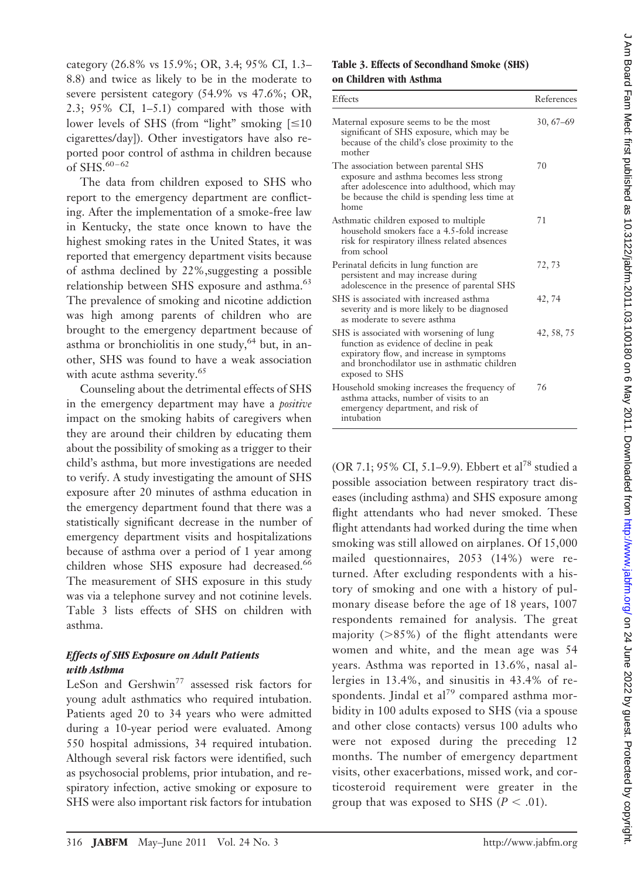category (26.8% vs 15.9%; OR, 3.4; 95% CI, 1.3–8.8) and twice as likely to be in the moderate to severe persistent category (54.9% vs 47.6%; OR, 2.3; 95% CI, 1–5.1) compared with those with lower levels of SHS (from "light" smoking [≤10 cigarettes/day]). Other investigators have also reported poor control of asthma in children because of SHS.[60–62]

The data from children exposed to SHS who report to the emergency department are conflicting. After the implementation of a smoke-free law in Kentucky, the state once known to have the highest smoking rates in the United States, it was reported that emergency department visits because of asthma declined by 22%,suggesting a possible relationship between SHS exposure and asthma.[63] The prevalence of smoking and nicotine addiction was high among parents of children who are brought to the emergency department because of asthma or bronchiolitis in one study,[64] but, in another, SHS was found to have a weak association with acute asthma severity.[65]

Counseling about the detrimental effects of SHS in the emergency department may have a *positive* impact on the smoking habits of caregivers when they are around their children by educating them about the possibility of smoking as a trigger to their child's asthma, but more investigations are needed to verify. A study investigating the amount of SHS exposure after 20 minutes of asthma education in the emergency department found that there was a statistically significant decrease in the number of emergency department visits and hospitalizations because of asthma over a period of 1 year among children whose SHS exposure had decreased.[66] The measurement of SHS exposure in this study was via a telephone survey and not cotinine levels. Table 3 lists effects of SHS on children with asthma.

**Table 3. Effects of Secondhand Smoke (SHS) on Children with Asthma**

| Effects | References |
|---|---|
| Maternal exposure seems to be the most significant of SHS exposure, which may be because of the child's close proximity to the mother | 30, 67–69 |
| The association between parental SHS exposure and asthma becomes less strong after adolescence into adulthood, which may be because the child is spending less time at home | 70 |
| Asthmatic children exposed to multiple household smokers face a 4.5-fold increase risk for respiratory illness related absences from school | 71 |
| Perinatal deficits in lung function are persistent and may increase during adolescence in the presence of parental SHS | 72, 73 |
| SHS is associated with increased asthma severity and is more likely to be diagnosed as moderate to severe asthma | 42, 74 |
| SHS is associated with worsening of lung function as evidence of decline in peak expiratory flow, and increase in symptoms and bronchodilator use in asthmatic children exposed to SHS | 42, 58, 75 |
| Household smoking increases the frequency of asthma attacks, number of visits to an emergency department, and risk of intubation | 76 |

### *Effects of SHS Exposure on Adult Patients with Asthma*

LeSon and Gershwin[77] assessed risk factors for young adult asthmatics who required intubation. Patients aged 20 to 34 years who were admitted during a 10-year period were evaluated. Among 550 hospital admissions, 34 required intubation. Although several risk factors were identified, such as psychosocial problems, prior intubation, and respiratory infection, active smoking or exposure to SHS were also important risk factors for intubation (OR 7.1; 95% CI, 5.1–9.9). Ebbert et al[78] studied a possible association between respiratory tract diseases (including asthma) and SHS exposure among flight attendants who had never smoked. These flight attendants had worked during the time when smoking was still allowed on airplanes. Of 15,000 mailed questionnaires, 2053 (14%) were returned. After excluding respondents with a history of smoking and one with a history of pulmonary disease before the age of 18 years, 1007 respondents remained for analysis. The great majority (>85%) of the flight attendants were women and white, and the mean age was 54 years. Asthma was reported in 13.6%, nasal allergies in 13.4%, and sinusitis in 43.4% of respondents. Jindal et al[79] compared asthma morbidity in 100 adults exposed to SHS (via a spouse and other close contacts) versus 100 adults who were not exposed during the preceding 12 months. The number of emergency department visits, other exacerbations, missed work, and corticosteroid requirement were greater in the group that was exposed to SHS ($P < .01$).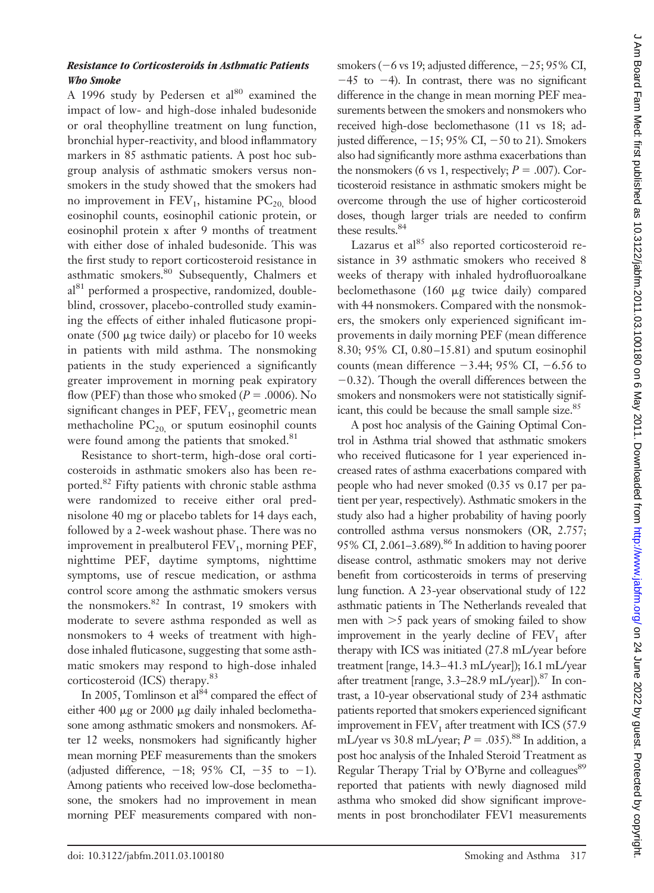### *Resistance to Corticosteroids in Asthmatic Patients Who Smoke*

A 1996 study by Pedersen et al[80] examined the impact of low- and high-dose inhaled budesonide or oral theophylline treatment on lung function, bronchial hyper-reactivity, and blood inflammatory markers in 85 asthmatic patients. A post hoc subgroup analysis of asthmatic smokers versus nonsmokers in the study showed that the smokers had no improvement in $FEV_1$, histamine $PC_{20,}$ blood eosinophil counts, eosinophil cationic protein, or eosinophil protein x after 9 months of treatment with either dose of inhaled budesonide. This was the first study to report corticosteroid resistance in asthmatic smokers.[80] Subsequently, Chalmers et al[81] performed a prospective, randomized, double-blind, crossover, placebo-controlled study examining the effects of either inhaled fluticasone propionate (500 μg twice daily) or placebo for 10 weeks in patients with mild asthma. The nonsmoking patients in the study experienced a significantly greater improvement in morning peak expiratory flow (PEF) than those who smoked ($P = .0006$). No significant changes in PEF, $FEV_1$, geometric mean methacholine $PC_{20,}$ or sputum eosinophil counts were found among the patients that smoked.[81]

Resistance to short-term, high-dose oral corticosteroids in asthmatic smokers also has been reported.[82] Fifty patients with chronic stable asthma were randomized to receive either oral prednisolone 40 mg or placebo tablets for 14 days each, followed by a 2-week washout phase. There was no improvement in prealbuterol $FEV_1$, morning PEF, nighttime PEF, daytime symptoms, nighttime symptoms, use of rescue medication, or asthma control score among the asthmatic smokers versus the nonsmokers.[82] In contrast, 19 smokers with moderate to severe asthma responded as well as nonsmokers to 4 weeks of treatment with high-dose inhaled fluticasone, suggesting that some asthmatic smokers may respond to high-dose inhaled corticosteroid (ICS) therapy.[83]

In 2005, Tomlinson et al[84] compared the effect of either 400 μg or 2000 μg daily inhaled beclomethasone among asthmatic smokers and nonsmokers. After 12 weeks, nonsmokers had significantly higher mean morning PEF measurements than the smokers (adjusted difference, −18; 95% CI, −35 to −1). Among patients who received low-dose beclomethasone, the smokers had no improvement in mean morning PEF measurements compared with nonsmokers (−6 vs 19; adjusted difference, −25; 95% CI, −45 to −4). In contrast, there was no significant difference in the change in mean morning PEF measurements between the smokers and nonsmokers who received high-dose beclomethasone (11 vs 18; adjusted difference, −15; 95% CI, −50 to 21). Smokers also had significantly more asthma exacerbations than the nonsmokers (6 vs 1, respectively; $P = .007$). Corticosteroid resistance in asthmatic smokers might be overcome through the use of higher corticosteroid doses, though larger trials are needed to confirm these results.[84]

Lazarus et al[85] also reported corticosteroid resistance in 39 asthmatic smokers who received 8 weeks of therapy with inhaled hydrofluoroalkane beclomethasone (160 μg twice daily) compared with 44 nonsmokers. Compared with the nonsmokers, the smokers only experienced significant improvements in daily morning PEF (mean difference 8.30; 95% CI, 0.80–15.81) and sputum eosinophil counts (mean difference −3.44; 95% CI, −6.56 to −0.32). Though the overall differences between the smokers and nonsmokers were not statistically significant, this could be because the small sample size.[85]

A post hoc analysis of the Gaining Optimal Control in Asthma trial showed that asthmatic smokers who received fluticasone for 1 year experienced increased rates of asthma exacerbations compared with people who had never smoked (0.35 vs 0.17 per patient per year, respectively). Asthmatic smokers in the study also had a higher probability of having poorly controlled asthma versus nonsmokers (OR, 2.757; 95% CI, 2.061–3.689).[86] In addition to having poorer disease control, asthmatic smokers may not derive benefit from corticosteroids in terms of preserving lung function. A 23-year observational study of 122 asthmatic patients in The Netherlands revealed that men with >5 pack years of smoking failed to show improvement in the yearly decline of $FEV_1$ after therapy with ICS was initiated (27.8 mL/year before treatment [range, 14.3–41.3 mL/year]); 16.1 mL/year after treatment [range, 3.3–28.9 mL/year]).[87] In contrast, a 10-year observational study of 234 asthmatic patients reported that smokers experienced significant improvement in $FEV_1$ after treatment with ICS (57.9 mL/year vs 30.8 mL/year; $P = .035$).[88] In addition, a post hoc analysis of the Inhaled Steroid Treatment as Regular Therapy Trial by O'Byrne and colleagues[89] reported that patients with newly diagnosed mild asthma who smoked did show significant improvements in post bronchodilater FEV1 measurements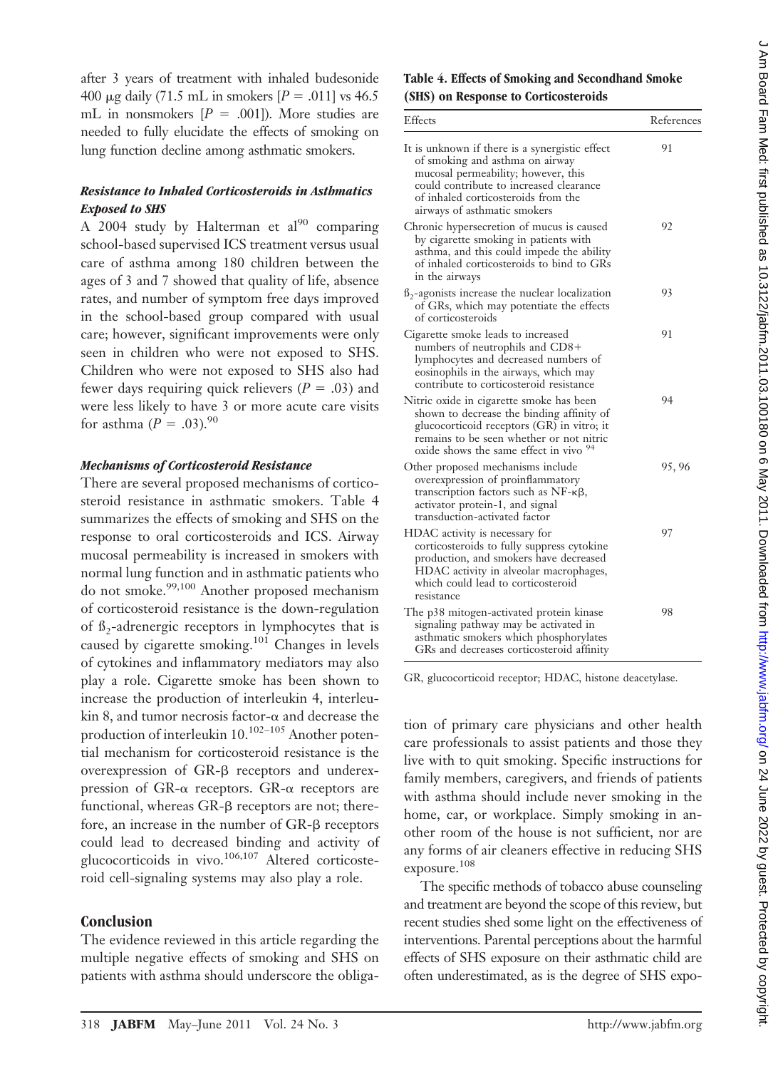after 3 years of treatment with inhaled budesonide 400 μg daily (71.5 mL in smokers [$P = .011$] vs 46.5 mL in nonsmokers [$P = .001$]). More studies are needed to fully elucidate the effects of smoking on lung function decline among asthmatic smokers.

### *Resistance to Inhaled Corticosteroids in Asthmatics Exposed to SHS*

A 2004 study by Halterman et al[90] comparing school-based supervised ICS treatment versus usual care of asthma among 180 children between the ages of 3 and 7 showed that quality of life, absence rates, and number of symptom free days improved in the school-based group compared with usual care; however, significant improvements were only seen in children who were not exposed to SHS. Children who were not exposed to SHS also had fewer days requiring quick relievers ($P = .03$) and were less likely to have 3 or more acute care visits for asthma ($P = .03$).[90]

### *Mechanisms of Corticosteroid Resistance*

There are several proposed mechanisms of corticosteroid resistance in asthmatic smokers. Table 4 summarizes the effects of smoking and SHS on the response to oral corticosteroids and ICS. Airway mucosal permeability is increased in smokers with normal lung function and in asthmatic patients who do not smoke.[99,100] Another proposed mechanism of corticosteroid resistance is the down-regulation of $\beta_2$-adrenergic receptors in lymphocytes that is caused by cigarette smoking.[101] Changes in levels of cytokines and inflammatory mediators may also play a role. Cigarette smoke has been shown to increase the production of interleukin 4, interleukin 8, and tumor necrosis factor-α and decrease the production of interleukin 10.[102–105] Another potential mechanism for corticosteroid resistance is the overexpression of GR-β receptors and underexpression of GR-α receptors. GR-α receptors are functional, whereas GR-β receptors are not; therefore, an increase in the number of GR-β receptors could lead to decreased binding and activity of glucocorticoids in vivo.[106,107] Altered corticosteroid cell-signaling systems may also play a role.

**Table 4. Effects of Smoking and Secondhand Smoke (SHS) on Response to Corticosteroids**

| Effects | References |
|---|---|
| It is unknown if there is a synergistic effect of smoking and asthma on airway mucosal permeability; however, this could contribute to increased clearance of inhaled corticosteroids from the airways of asthmatic smokers | 91 |
| Chronic hypersecretion of mucus is caused by cigarette smoking in patients with asthma, and this could impede the ability of inhaled corticosteroids to bind to GRs in the airways | 92 |
| $\beta_2$-agonists increase the nuclear localization of GRs, which may potentiate the effects of corticosteroids | 93 |
| Cigarette smoke leads to increased numbers of neutrophils and CD8+ lymphocytes and decreased numbers of eosinophils in the airways, which may contribute to corticosteroid resistance | 91 |
| Nitric oxide in cigarette smoke has been shown to decrease the binding affinity of glucocorticoid receptors (GR) in vitro; it remains to be seen whether or not nitric oxide shows the same effect in vivo [94] | 94 |
| Other proposed mechanisms include overexpression of proinflammatory transcription factors such as NF-κβ, activator protein-1, and signal transduction-activated factor | 95, 96 |
| HDAC activity is necessary for corticosteroids to fully suppress cytokine production, and smokers have decreased HDAC activity in alveolar macrophages, which could lead to corticosteroid resistance | 97 |
| The p38 mitogen-activated protein kinase signaling pathway may be activated in asthmatic smokers which phosphorylates GRs and decreases corticosteroid affinity | 98 |

GR, glucocorticoid receptor; HDAC, histone deacetylase.

## Conclusion

The evidence reviewed in this article regarding the multiple negative effects of smoking and SHS on patients with asthma should underscore the obligation of primary care physicians and other health care professionals to assist patients and those they live with to quit smoking. Specific instructions for family members, caregivers, and friends of patients with asthma should include never smoking in the home, car, or workplace. Simply smoking in another room of the house is not sufficient, nor are any forms of air cleaners effective in reducing SHS exposure.[108]

The specific methods of tobacco abuse counseling and treatment are beyond the scope of this review, but recent studies shed some light on the effectiveness of interventions. Parental perceptions about the harmful effects of SHS exposure on their asthmatic child are often underestimated, as is the degree of SHS expo-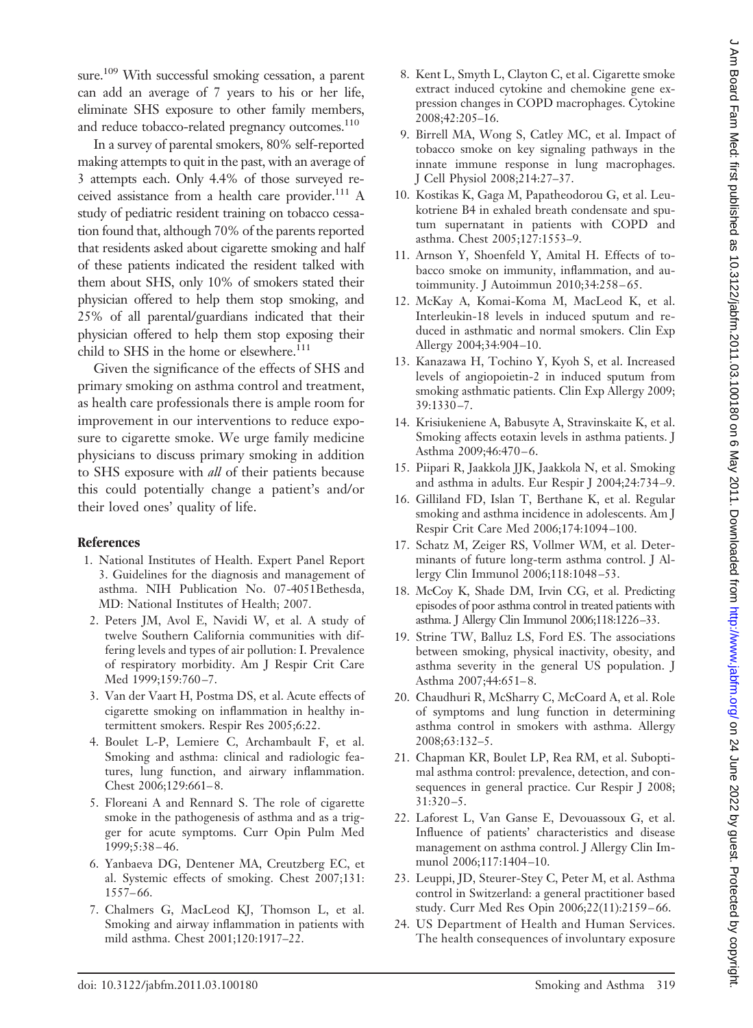sure.[109] With successful smoking cessation, a parent can add an average of 7 years to his or her life, eliminate SHS exposure to other family members, and reduce tobacco-related pregnancy outcomes.[110]

In a survey of parental smokers, 80% self-reported making attempts to quit in the past, with an average of 3 attempts each. Only 4.4% of those surveyed received assistance from a health care provider.[111] A study of pediatric resident training on tobacco cessation found that, although 70% of the parents reported that residents asked about cigarette smoking and half of these patients indicated the resident talked with them about SHS, only 10% of smokers stated their physician offered to help them stop smoking, and 25% of all parental/guardians indicated that their physician offered to help them stop exposing their child to SHS in the home or elsewhere.[111]

Given the significance of the effects of SHS and primary smoking on asthma control and treatment, as health care professionals there is ample room for improvement in our interventions to reduce exposure to cigarette smoke. We urge family medicine physicians to discuss primary smoking in addition to SHS exposure with *all* of their patients because this could potentially change a patient's and/or their loved ones' quality of life.

## References

1. National Institutes of Health. Expert Panel Report 3. Guidelines for the diagnosis and management of asthma. NIH Publication No. 07-4051Bethesda, MD: National Institutes of Health; 2007.
2. Peters JM, Avol E, Navidi W, et al. A study of twelve Southern California communities with differing levels and types of air pollution: I. Prevalence of respiratory morbidity. Am J Respir Crit Care Med 1999;159:760–7.
3. Van der Vaart H, Postma DS, et al. Acute effects of cigarette smoking on inflammation in healthy intermittent smokers. Respir Res 2005;6:22.
4. Boulet L-P, Lemiere C, Archambault F, et al. Smoking and asthma: clinical and radiologic features, lung function, and airway inflammation. Chest 2006;129:661–8.
5. Floreani A and Rennard S. The role of cigarette smoke in the pathogenesis of asthma and as a trigger for acute symptoms. Curr Opin Pulm Med 1999;5:38–46.
6. Yanbaeva DG, Dentener MA, Creutzberg EC, et al. Systemic effects of smoking. Chest 2007;131:1557–66.
7. Chalmers G, MacLeod KJ, Thomson L, et al. Smoking and airway inflammation in patients with mild asthma. Chest 2001;120:1917–22.
8. Kent L, Smyth L, Clayton C, et al. Cigarette smoke extract induced cytokine and chemokine gene expression changes in COPD macrophages. Cytokine 2008;42:205–16.
9. Birrell MA, Wong S, Catley MC, et al. Impact of tobacco smoke on key signaling pathways in the innate immune response in lung macrophages. J Cell Physiol 2008;214:27–37.
10. Kostikas K, Gaga M, Papatheodorou G, et al. Leukotriene B4 in exhaled breath condensate and sputum supernatant in patients with COPD and asthma. Chest 2005;127:1553–9.
11. Arnson Y, Shoenfeld Y, Amital H. Effects of tobacco smoke on immunity, inflammation, and autoimmunity. J Autoimmun 2010;34:258–65.
12. McKay A, Komai-Koma M, MacLeod K, et al. Interleukin-18 levels in induced sputum and reduced in asthmatic and normal smokers. Clin Exp Allergy 2004;34:904–10.
13. Kanazawa H, Tochino Y, Kyoh S, et al. Increased levels of angiopoietin-2 in induced sputum from smoking asthmatic patients. Clin Exp Allergy 2009;39:1330–7.
14. Krisiukeniene A, Babusyte A, Stravinskaite K, et al. Smoking affects eotaxin levels in asthma patients. J Asthma 2009;46:470–6.
15. Piipari R, Jaakkola JJK, Jaakkola N, et al. Smoking and asthma in adults. Eur Respir J 2004;24:734–9.
16. Gilliland FD, Islan T, Berthane K, et al. Regular smoking and asthma incidence in adolescents. Am J Respir Crit Care Med 2006;174:1094–100.
17. Schatz M, Zeiger RS, Vollmer WM, et al. Determinants of future long-term asthma control. J Allergy Clin Immunol 2006;118:1048–53.
18. McCoy K, Shade DM, Irvin CG, et al. Predicting episodes of poor asthma control in treated patients with asthma. J Allergy Clin Immunol 2006;118:1226–33.
19. Strine TW, Balluz LS, Ford ES. The associations between smoking, physical inactivity, obesity, and asthma severity in the general US population. J Asthma 2007;44:651–8.
20. Chaudhuri R, McSharry C, McCoard A, et al. Role of symptoms and lung function in determining asthma control in smokers with asthma. Allergy 2008;63:132–5.
21. Chapman KR, Boulet LP, Rea RM, et al. Suboptimal asthma control: prevalence, detection, and consequences in general practice. Cur Respir J 2008;31:320–5.
22. Laforest L, Van Ganse E, Devouassoux G, et al. Influence of patients' characteristics and disease management on asthma control. J Allergy Clin Immunol 2006;117:1404–10.
23. Leuppi, JD, Steurer-Stey C, Peter M, et al. Asthma control in Switzerland: a general practitioner based study. Curr Med Res Opin 2006;22(11):2159–66.
24. US Department of Health and Human Services. The health consequences of involuntary exposure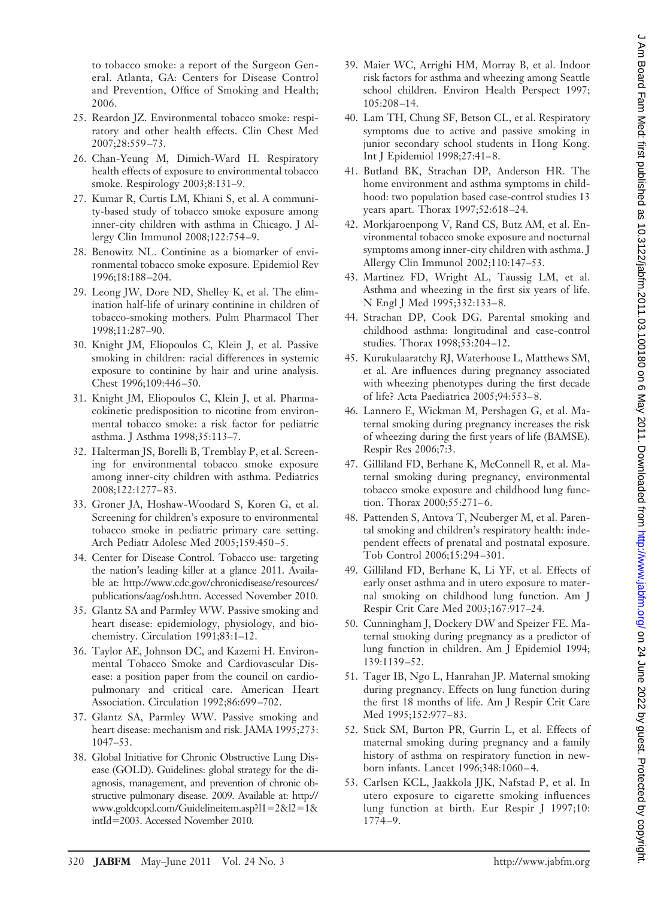to tobacco smoke: a report of the Surgeon General. Atlanta, GA: Centers for Disease Control and Prevention, Office of Smoking and Health; 2006.

25. Reardon JZ. Environmental tobacco smoke: respiratory and other health effects. Clin Chest Med 2007;28:559–73.
26. Chan-Yeung M, Dimich-Ward H. Respiratory health effects of exposure to environmental tobacco smoke. Respirology 2003;8:131–9.
27. Kumar R, Curtis LM, Khiani S, et al. A community-based study of tobacco smoke exposure among inner-city children with asthma in Chicago. J Allergy Clin Immunol 2008;122:754–9.
28. Benowitz NL. Continine as a biomarker of environmental tobacco smoke exposure. Epidemiol Rev 1996;18:188–204.
29. Leong JW, Dore ND, Shelley K, et al. The elimination half-life of urinary continine in children of tobacco-smoking mothers. Pulm Pharmacol Ther 1998;11:287–90.
30. Knight JM, Eliopoulos C, Klein J, et al. Passive smoking in children: racial differences in systemic exposure to continine by hair and urine analysis. Chest 1996;109:446–50.
31. Knight JM, Eliopoulos C, Klein J, et al. Pharmacokinetic predisposition to nicotine from environmental tobacco smoke: a risk factor for pediatric asthma. J Asthma 1998;35:113–7.
32. Halterman JS, Borelli B, Tremblay P, et al. Screening for environmental tobacco smoke exposure among inner-city children with asthma. Pediatrics 2008;122:1277–83.
33. Groner JA, Hoshaw-Woodard S, Koren G, et al. Screening for children's exposure to environmental tobacco smoke in pediatric primary care setting. Arch Pediatr Adolesc Med 2005;159:450–5.
34. Center for Disease Control. Tobacco use: targeting the nation's leading killer at a glance 2011. Available at: http://www.cdc.gov/chronicdisease/resources/publications/aag/osh.htm. Accessed November 2010.
35. Glantz SA and Parmley WW. Passive smoking and heart disease: epidemiology, physiology, and biochemistry. Circulation 1991;83:1–12.
36. Taylor AE, Johnson DC, and Kazemi H. Environmental Tobacco Smoke and Cardiovascular Disease: a position paper from the council on cardiopulmonary and critical care. American Heart Association. Circulation 1992;86:699–702.
37. Glantz SA, Parmley WW. Passive smoking and heart disease: mechanism and risk. JAMA 1995;273:1047–53.
38. Global Initiative for Chronic Obstructive Lung Disease (GOLD). Guidelines: global strategy for the diagnosis, management, and prevention of chronic obstructive pulmonary disease. 2009. Available at: http://www.goldcopd.com/Guidelineitem.asp?l1=2&l2=1&intId=2003. Accessed November 2010.
39. Maier WC, Arrighi HM, Morray B, et al. Indoor risk factors for asthma and wheezing among Seattle school children. Environ Health Perspect 1997;105:208–14.
40. Lam TH, Chung SF, Betson CL, et al. Respiratory symptoms due to active and passive smoking in junior secondary school students in Hong Kong. Int J Epidemiol 1998;27:41–8.
41. Butland BK, Strachan DP, Anderson HR. The home environment and asthma symptoms in childhood: two population based case-control studies 13 years apart. Thorax 1997;52:618–24.
42. Morkjaroenpong V, Rand CS, Butz AM, et al. Environmental tobacco smoke exposure and nocturnal symptoms among inner-city children with asthma. J Allergy Clin Immunol 2002;110:147–53.
43. Martinez FD, Wright AL, Taussig LM, et al. Asthma and wheezing in the first six years of life. N Engl J Med 1995;332:133–8.
44. Strachan DP, Cook DG. Parental smoking and childhood asthma: longitudinal and case-control studies. Thorax 1998;53:204–12.
45. Kurukulaaratchy RJ, Waterhouse L, Matthews SM, et al. Are influences during pregnancy associated with wheezing phenotypes during the first decade of life? Acta Paediatrica 2005;94:553–8.
46. Lannero E, Wickman M, Pershagen G, et al. Maternal smoking during pregnancy increases the risk of wheezing during the first years of life (BAMSE). Respir Res 2006;7:3.
47. Gilliland FD, Berhane K, McConnell R, et al. Maternal smoking during pregnancy, environmental tobacco smoke exposure and childhood lung function. Thorax 2000;55:271–6.
48. Pattenden S, Antova T, Neuberger M, et al. Parental smoking and children's respiratory health: independent effects of prenatal and postnatal exposure. Tob Control 2006;15:294–301.
49. Gilliland FD, Berhane K, Li YF, et al. Effects of early onset asthma and in utero exposure to maternal smoking on childhood lung function. Am J Respir Crit Care Med 2003;167:917–24.
50. Cunningham J, Dockery DW and Speizer FE. Maternal smoking during pregnancy as a predictor of lung function in children. Am J Epidemiol 1994;139:1139–52.
51. Tager IB, Ngo L, Hanrahan JP. Maternal smoking during pregnancy. Effects on lung function during the first 18 months of life. Am J Respir Crit Care Med 1995;152:977–83.
52. Stick SM, Burton PR, Gurrin L, et al. Effects of maternal smoking during pregnancy and a family history of asthma on respiratory function in newborn infants. Lancet 1996;348:1060–4.
53. Carlsen KCL, Jaakkola JJK, Nafstad P, et al. In utero exposure to cigarette smoking influences lung function at birth. Eur Respir J 1997;10:1774–9.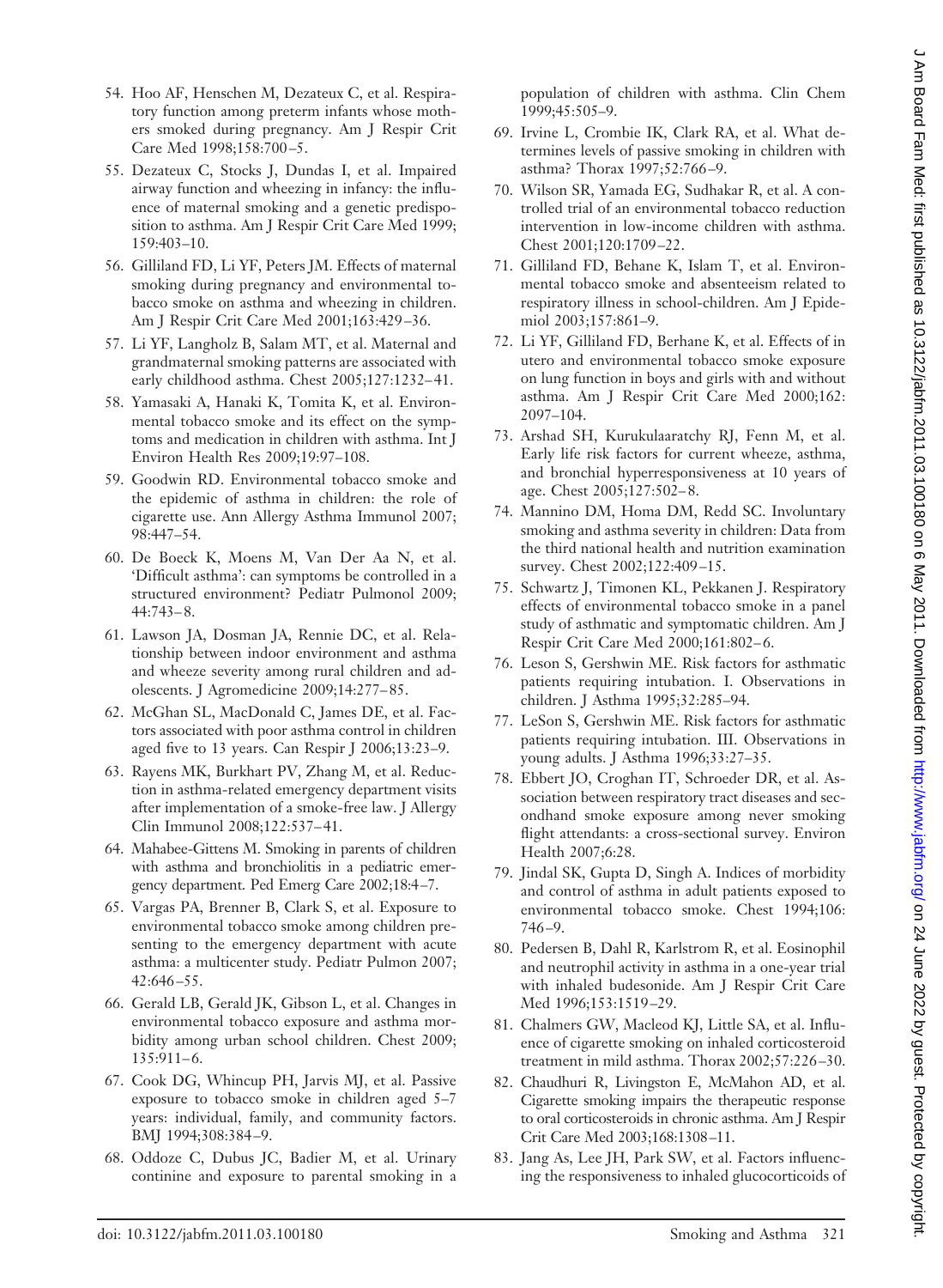54. Hoo AF, Henschen M, Dezateux C, et al. Respiratory function among preterm infants whose mothers smoked during pregnancy. Am J Respir Crit Care Med 1998;158:700–5.
55. Dezateux C, Stocks J, Dundas I, et al. Impaired airway function and wheezing in infancy: the influence of maternal smoking and a genetic predisposition to asthma. Am J Respir Crit Care Med 1999; 159:403–10.
56. Gilliland FD, Li YF, Peters JM. Effects of maternal smoking during pregnancy and environmental tobacco smoke on asthma and wheezing in children. Am J Respir Crit Care Med 2001;163:429–36.
57. Li YF, Langholz B, Salam MT, et al. Maternal and grandmaternal smoking patterns are associated with early childhood asthma. Chest 2005;127:1232–41.
58. Yamasaki A, Hanaki K, Tomita K, et al. Environmental tobacco smoke and its effect on the symptoms and medication in children with asthma. Int J Environ Health Res 2009;19:97–108.
59. Goodwin RD. Environmental tobacco smoke and the epidemic of asthma in children: the role of cigarette use. Ann Allergy Asthma Immunol 2007; 98:447–54.
60. De Boeck K, Moens M, Van Der Aa N, et al. 'Difficult asthma': can symptoms be controlled in a structured environment? Pediatr Pulmonol 2009; 44:743–8.
61. Lawson JA, Dosman JA, Rennie DC, et al. Relationship between indoor environment and asthma and wheeze severity among rural children and adolescents. J Agromedicine 2009;14:277–85.
62. McGhan SL, MacDonald C, James DE, et al. Factors associated with poor asthma control in children aged five to 13 years. Can Respir J 2006;13:23–9.
63. Rayens MK, Burkhart PV, Zhang M, et al. Reduction in asthma-related emergency department visits after implementation of a smoke-free law. J Allergy Clin Immunol 2008;122:537–41.
64. Mahabee-Gittens M. Smoking in parents of children with asthma and bronchiolitis in a pediatric emergency department. Ped Emerg Care 2002;18:4–7.
65. Vargas PA, Brenner B, Clark S, et al. Exposure to environmental tobacco smoke among children presenting to the emergency department with acute asthma: a multicenter study. Pediatr Pulmon 2007; 42:646–55.
66. Gerald LB, Gerald JK, Gibson L, et al. Changes in environmental tobacco exposure and asthma morbidity among urban school children. Chest 2009; 135:911–6.
67. Cook DG, Whincup PH, Jarvis MJ, et al. Passive exposure to tobacco smoke in children aged 5–7 years: individual, family, and community factors. BMJ 1994;308:384–9.
68. Oddoze C, Dubus JC, Badier M, et al. Urinary continine and exposure to parental smoking in a population of children with asthma. Clin Chem 1999;45:505–9.
69. Irvine L, Crombie IK, Clark RA, et al. What determines levels of passive smoking in children with asthma? Thorax 1997;52:766–9.
70. Wilson SR, Yamada EG, Sudhakar R, et al. A controlled trial of an environmental tobacco reduction intervention in low-income children with asthma. Chest 2001;120:1709–22.
71. Gilliland FD, Behane K, Islam T, et al. Environmental tobacco smoke and absenteeism related to respiratory illness in school-children. Am J Epidemiol 2003;157:861–9.
72. Li YF, Gilliland FD, Berhane K, et al. Effects of in utero and environmental tobacco smoke exposure on lung function in boys and girls with and without asthma. Am J Respir Crit Care Med 2000;162: 2097–104.
73. Arshad SH, Kurukulaaratchy RJ, Fenn M, et al. Early life risk factors for current wheeze, asthma, and bronchial hyperresponsiveness at 10 years of age. Chest 2005;127:502–8.
74. Mannino DM, Homa DM, Redd SC. Involuntary smoking and asthma severity in children: Data from the third national health and nutrition examination survey. Chest 2002;122:409–15.
75. Schwartz J, Timonen KL, Pekkanen J. Respiratory effects of environmental tobacco smoke in a panel study of asthmatic and symptomatic children. Am J Respir Crit Care Med 2000;161:802–6.
76. Leson S, Gershwin ME. Risk factors for asthmatic patients requiring intubation. I. Observations in children. J Asthma 1995;32:285–94.
77. LeSon S, Gershwin ME. Risk factors for asthmatic patients requiring intubation. III. Observations in young adults. J Asthma 1996;33:27–35.
78. Ebbert JO, Croghan IT, Schroeder DR, et al. Association between respiratory tract diseases and secondhand smoke exposure among never smoking flight attendants: a cross-sectional survey. Environ Health 2007;6:28.
79. Jindal SK, Gupta D, Singh A. Indices of morbidity and control of asthma in adult patients exposed to environmental tobacco smoke. Chest 1994;106: 746–9.
80. Pedersen B, Dahl R, Karlstrom R, et al. Eosinophil and neutrophil activity in asthma in a one-year trial with inhaled budesonide. Am J Respir Crit Care Med 1996;153:1519–29.
81. Chalmers GW, Macleod KJ, Little SA, et al. Influence of cigarette smoking on inhaled corticosteroid treatment in mild asthma. Thorax 2002;57:226–30.
82. Chaudhuri R, Livingston E, McMahon AD, et al. Cigarette smoking impairs the therapeutic response to oral corticosteroids in chronic asthma. Am J Respir Crit Care Med 2003;168:1308–11.
83. Jang As, Lee JH, Park SW, et al. Factors influencing the responsiveness to inhaled glucocorticoids of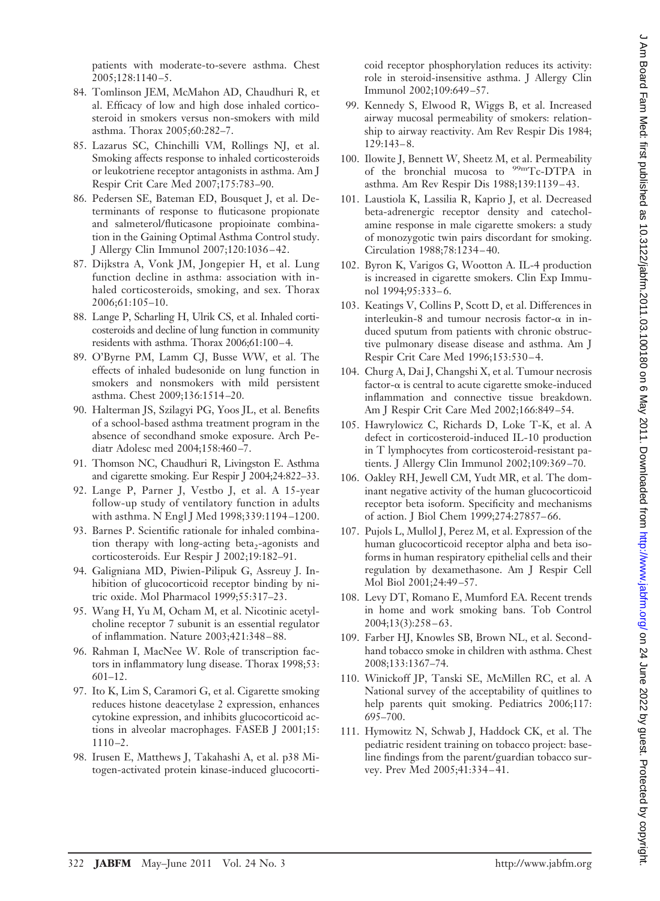patients with moderate-to-severe asthma. Chest 2005;128:1140–5.

84. Tomlinson JEM, McMahon AD, Chaudhuri R, et al. Efficacy of low and high dose inhaled corticosteroid in smokers versus non-smokers with mild asthma. Thorax 2005;60:282–7.
85. Lazarus SC, Chinchilli VM, Rollings NJ, et al. Smoking affects response to inhaled corticosteroids or leukotriene receptor antagonists in asthma. Am J Respir Crit Care Med 2007;175:783–90.
86. Pedersen SE, Bateman ED, Bousquet J, et al. Determinants of response to fluticasone propionate and salmeterol/fluticasone propioinate combination in the Gaining Optimal Asthma Control study. J Allergy Clin Immunol 2007;120:1036–42.
87. Dijkstra A, Vonk JM, Jongepier H, et al. Lung function decline in asthma: association with inhaled corticosteroids, smoking, and sex. Thorax 2006;61:105–10.
88. Lange P, Scharling H, Ulrik CS, et al. Inhaled corticosteroids and decline of lung function in community residents with asthma. Thorax 2006;61:100–4.
89. O'Byrne PM, Lamm CJ, Busse WW, et al. The effects of inhaled budesonide on lung function in smokers and nonsmokers with mild persistent asthma. Chest 2009;136:1514–20.
90. Halterman JS, Szilagyi PG, Yoos JL, et al. Benefits of a school-based asthma treatment program in the absence of secondhand smoke exposure. Arch Pediatr Adolesc med 2004;158:460–7.
91. Thomson NC, Chaudhuri R, Livingston E. Asthma and cigarette smoking. Eur Respir J 2004;24:822–33.
92. Lange P, Parner J, Vestbo J, et al. A 15-year follow-up study of ventilatory function in adults with asthma. N Engl J Med 1998;339:1194–1200.
93. Barnes P. Scientific rationale for inhaled combination therapy with long-acting beta$_2$-agonists and corticosteroids. Eur Respir J 2002;19:182–91.
94. Galigniana MD, Piwien-Pilipuk G, Assreuy J. Inhibition of glucocorticoid receptor binding by nitric oxide. Mol Pharmacol 1999;55:317–23.
95. Wang H, Yu M, Ocham M, et al. Nicotinic acetylcholine receptor 7 subunit is an essential regulator of inflammation. Nature 2003;421:348–88.
96. Rahman I, MacNee W. Role of transcription factors in inflammatory lung disease. Thorax 1998;53:601–12.
97. Ito K, Lim S, Caramori G, et al. Cigarette smoking reduces histone deacetylase 2 expression, enhances cytokine expression, and inhibits glucocorticoid actions in alveolar macrophages. FASEB J 2001;15:1110–2.
98. Irusen E, Matthews J, Takahashi A, et al. p38 Mitogen-activated protein kinase-induced glucocorticoid receptor phosphorylation reduces its activity: role in steroid-insensitive asthma. J Allergy Clin Immunol 2002;109:649–57.
99. Kennedy S, Elwood R, Wiggs B, et al. Increased airway mucosal permeability of smokers: relationship to airway reactivity. Am Rev Respir Dis 1984;129:143–8.
100. Ilowite J, Bennett W, Sheetz M, et al. Permeability of the bronchial mucosa to $^{99m}$Tc-DTPA in asthma. Am Rev Respir Dis 1988;139:1139–43.
101. Laustiola K, Lassilia R, Kaprio J, et al. Decreased beta-adrenergic receptor density and catecholamine response in male cigarette smokers: a study of monozygotic twin pairs discordant for smoking. Circulation 1988;78:1234–40.
102. Byron K, Varigos G, Wootton A. IL-4 production is increased in cigarette smokers. Clin Exp Immunol 1994;95:333–6.
103. Keatings V, Collins P, Scott D, et al. Differences in interleukin-8 and tumour necrosis factor-α in induced sputum from patients with chronic obstructive pulmonary disease disease and asthma. Am J Respir Crit Care Med 1996;153:530–4.
104. Churg A, Dai J, Changshi X, et al. Tumour necrosis factor-α is central to acute cigarette smoke-induced inflammation and connective tissue breakdown. Am J Respir Crit Care Med 2002;166:849–54.
105. Hawrylowicz C, Richards D, Loke T-K, et al. A defect in corticosteroid-induced IL-10 production in T lymphocytes from corticosteroid-resistant patients. J Allergy Clin Immunol 2002;109:369–70.
106. Oakley RH, Jewell CM, Yudt MR, et al. The dominant negative activity of the human glucocorticoid receptor beta isoform. Specificity and mechanisms of action. J Biol Chem 1999;274:27857–66.
107. Pujols L, Mullol J, Perez M, et al. Expression of the human glucocorticoid receptor alpha and beta isoforms in human respiratory epithelial cells and their regulation by dexamethasone. Am J Respir Cell Mol Biol 2001;24:49–57.
108. Levy DT, Romano E, Mumford EA. Recent trends in home and work smoking bans. Tob Control 2004;13(3):258–63.
109. Farber HJ, Knowles SB, Brown NL, et al. Secondhand tobacco smoke in children with asthma. Chest 2008;133:1367–74.
110. Winickoff JP, Tanski SE, McMillen RC, et al. A National survey of the acceptability of quitlines to help parents quit smoking. Pediatrics 2006;117:695–700.
111. Hymowitz N, Schwab J, Haddock CK, et al. The pediatric resident training on tobacco project: baseline findings from the parent/guardian tobacco survey. Prev Med 2005;41:334–41.